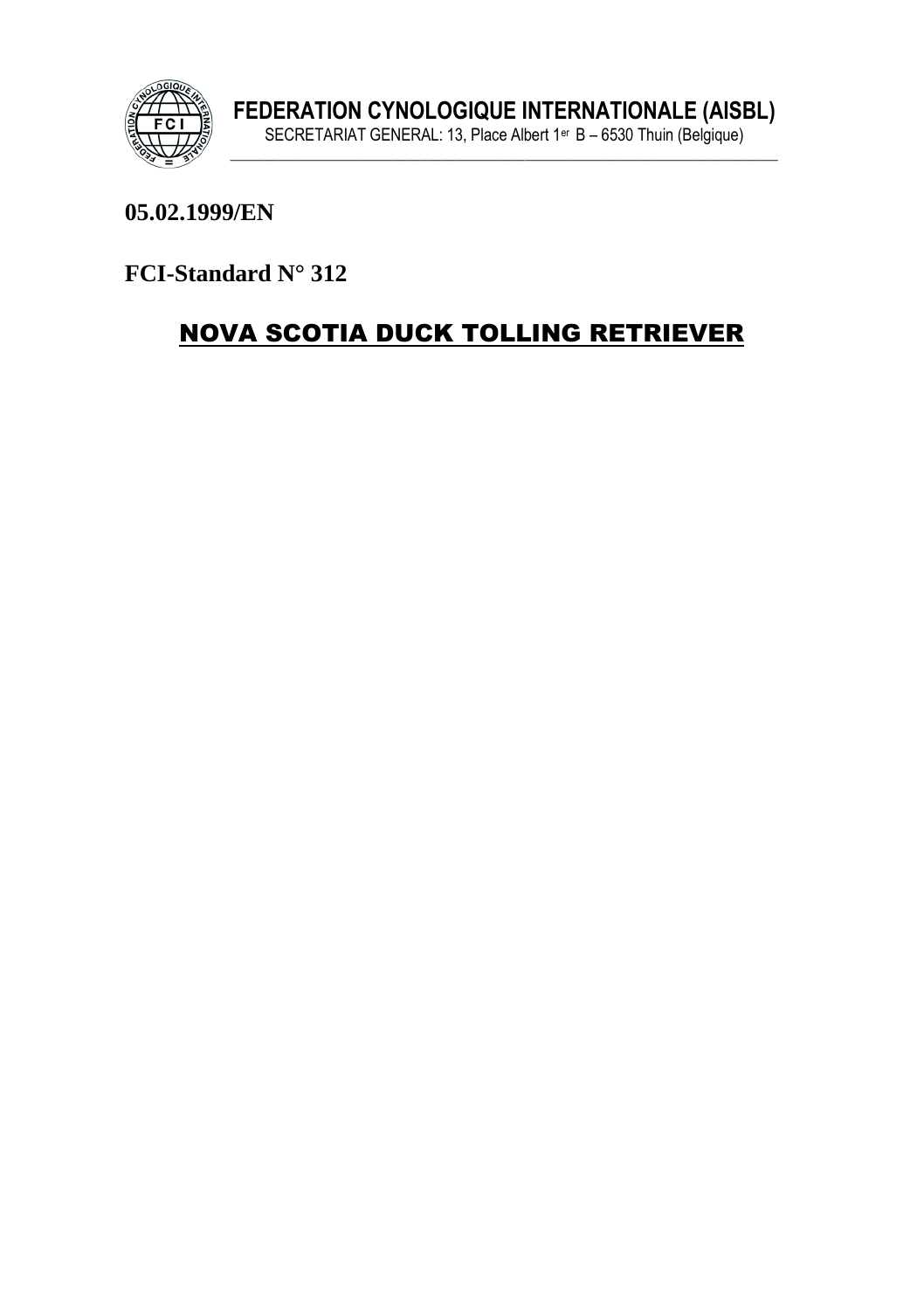**FEDERATION CYNOLOGIQUE INTERNATIONALE (AISBL)**

SECRETARIAT GENERAL: 13, Place Albert 1er B – 6530 Thuin (Belgique)

**05.02.1999/EN**

**FCI-Standard N° 312**

# NOVA SCOTIA DUCK TOLLING RETRIEVER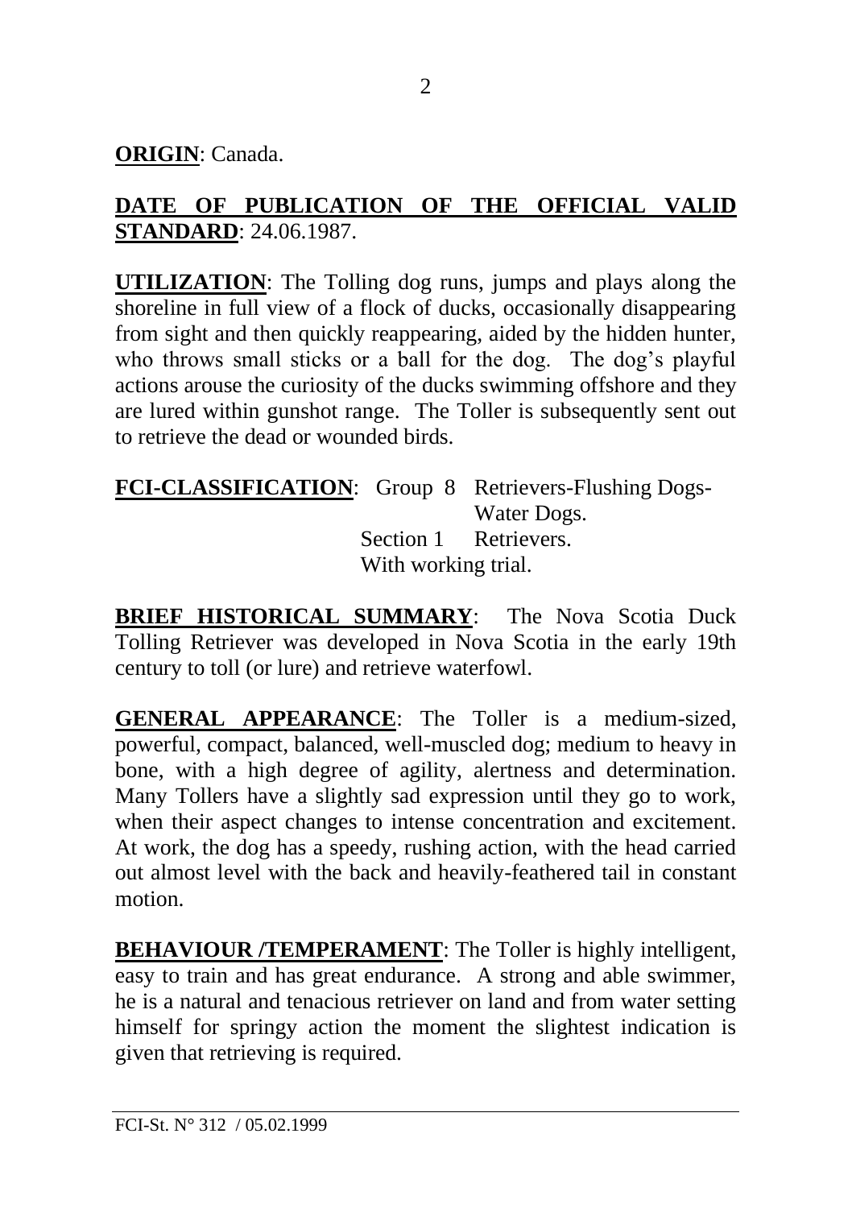**ORIGIN**: Canada.

**DATE OF PUBLICATION OF THE OFFICIAL VALID STANDARD**: 24.06.1987.

**UTILIZATION**: The Tolling dog runs, jumps and plays along the shoreline in full view of a flock of ducks, occasionally disappearing from sight and then quickly reappearing, aided by the hidden hunter, who throws small sticks or a ball for the dog. The dog's playful actions arouse the curiosity of the ducks swimming offshore and they are lured within gunshot range. The Toller is subsequently sent out to retrieve the dead or wounded birds.

**FCI-CLASSIFICATION**: Group 8 Retrievers-Flushing Dogs-Water Dogs.
Section 1 Retrievers.
With working trial.

**BRIEF HISTORICAL SUMMARY**: The Nova Scotia Duck Tolling Retriever was developed in Nova Scotia in the early 19th century to toll (or lure) and retrieve waterfowl.

**GENERAL APPEARANCE**: The Toller is a medium-sized, powerful, compact, balanced, well-muscled dog; medium to heavy in bone, with a high degree of agility, alertness and determination. Many Tollers have a slightly sad expression until they go to work, when their aspect changes to intense concentration and excitement. At work, the dog has a speedy, rushing action, with the head carried out almost level with the back and heavily-feathered tail in constant motion.

**BEHAVIOUR /TEMPERAMENT**: The Toller is highly intelligent, easy to train and has great endurance. A strong and able swimmer, he is a natural and tenacious retriever on land and from water setting himself for springy action the moment the slightest indication is given that retrieving is required.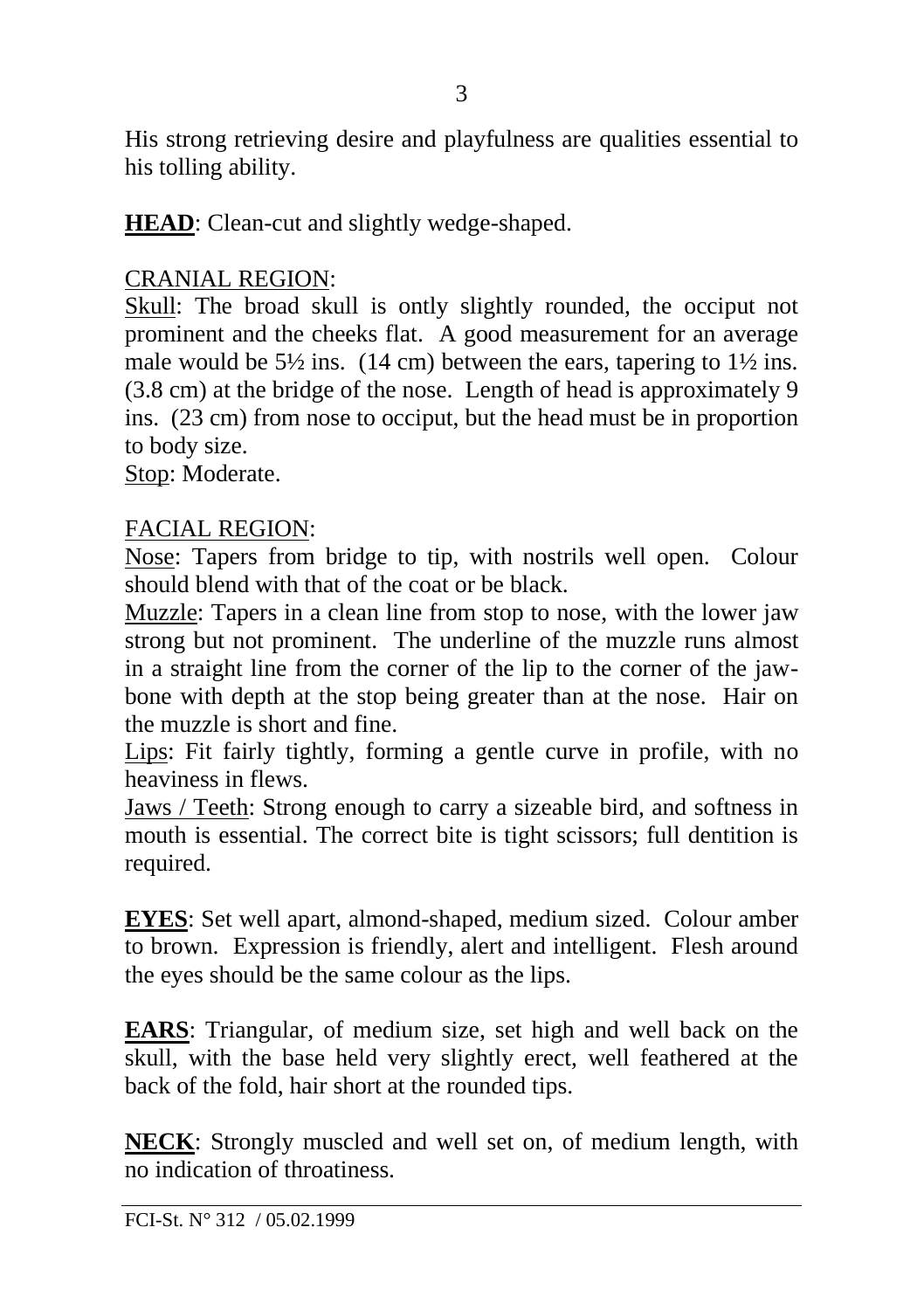His strong retrieving desire and playfulness are qualities essential to his tolling ability.

**HEAD**: Clean-cut and slightly wedge-shaped.

CRANIAL REGION:

Skull: The broad skull is ontly slightly rounded, the occiput not prominent and the cheeks flat. A good measurement for an average male would be 5½ ins. (14 cm) between the ears, tapering to 1½ ins. (3.8 cm) at the bridge of the nose. Length of head is approximately 9 ins. (23 cm) from nose to occiput, but the head must be in proportion to body size.

Stop: Moderate.

FACIAL REGION:

Nose: Tapers from bridge to tip, with nostrils well open. Colour should blend with that of the coat or be black.

Muzzle: Tapers in a clean line from stop to nose, with the lower jaw strong but not prominent. The underline of the muzzle runs almost in a straight line from the corner of the lip to the corner of the jaw-bone with depth at the stop being greater than at the nose. Hair on the muzzle is short and fine.

Lips: Fit fairly tightly, forming a gentle curve in profile, with no heaviness in flews.

Jaws / Teeth: Strong enough to carry a sizeable bird, and softness in mouth is essential. The correct bite is tight scissors; full dentition is required.

**EYES**: Set well apart, almond-shaped, medium sized. Colour amber to brown. Expression is friendly, alert and intelligent. Flesh around the eyes should be the same colour as the lips.

**EARS**: Triangular, of medium size, set high and well back on the skull, with the base held very slightly erect, well feathered at the back of the fold, hair short at the rounded tips.

**NECK**: Strongly muscled and well set on, of medium length, with no indication of throatiness.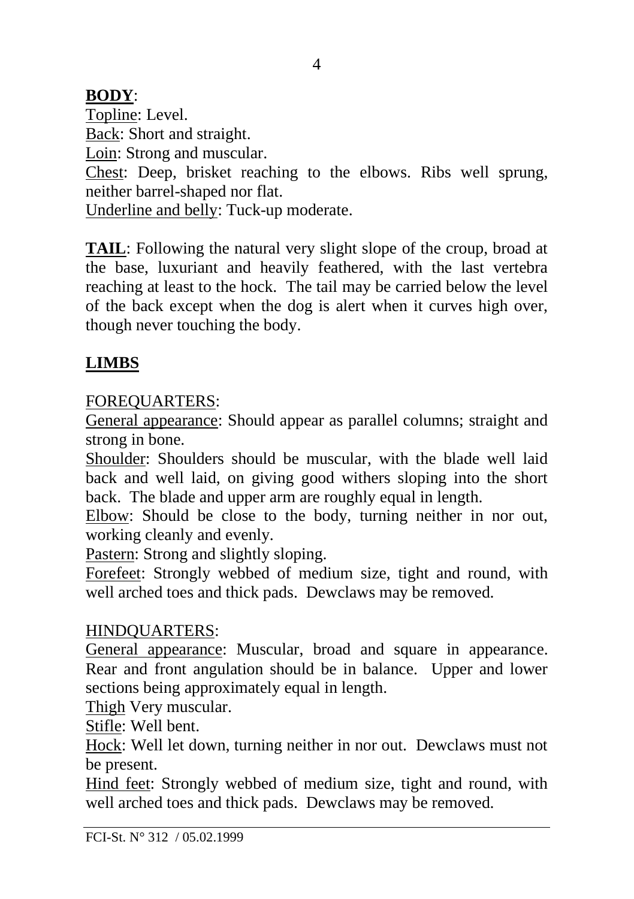**BODY**:

Topline: Level.

Back: Short and straight.

Loin: Strong and muscular.

Chest: Deep, brisket reaching to the elbows. Ribs well sprung, neither barrel-shaped nor flat.

Underline and belly: Tuck-up moderate.

**TAIL**: Following the natural very slight slope of the croup, broad at the base, luxuriant and heavily feathered, with the last vertebra reaching at least to the hock. The tail may be carried below the level of the back except when the dog is alert when it curves high over, though never touching the body.

**LIMBS**

FOREQUARTERS:

General appearance: Should appear as parallel columns; straight and strong in bone.

Shoulder: Shoulders should be muscular, with the blade well laid back and well laid, on giving good withers sloping into the short back. The blade and upper arm are roughly equal in length.

Elbow: Should be close to the body, turning neither in nor out, working cleanly and evenly.

Pastern: Strong and slightly sloping.

Forefeet: Strongly webbed of medium size, tight and round, with well arched toes and thick pads. Dewclaws may be removed.

HINDQUARTERS:

General appearance: Muscular, broad and square in appearance. Rear and front angulation should be in balance. Upper and lower sections being approximately equal in length.

Thigh Very muscular.

Stifle: Well bent.

Hock: Well let down, turning neither in nor out. Dewclaws must not be present.

Hind feet: Strongly webbed of medium size, tight and round, with well arched toes and thick pads. Dewclaws may be removed.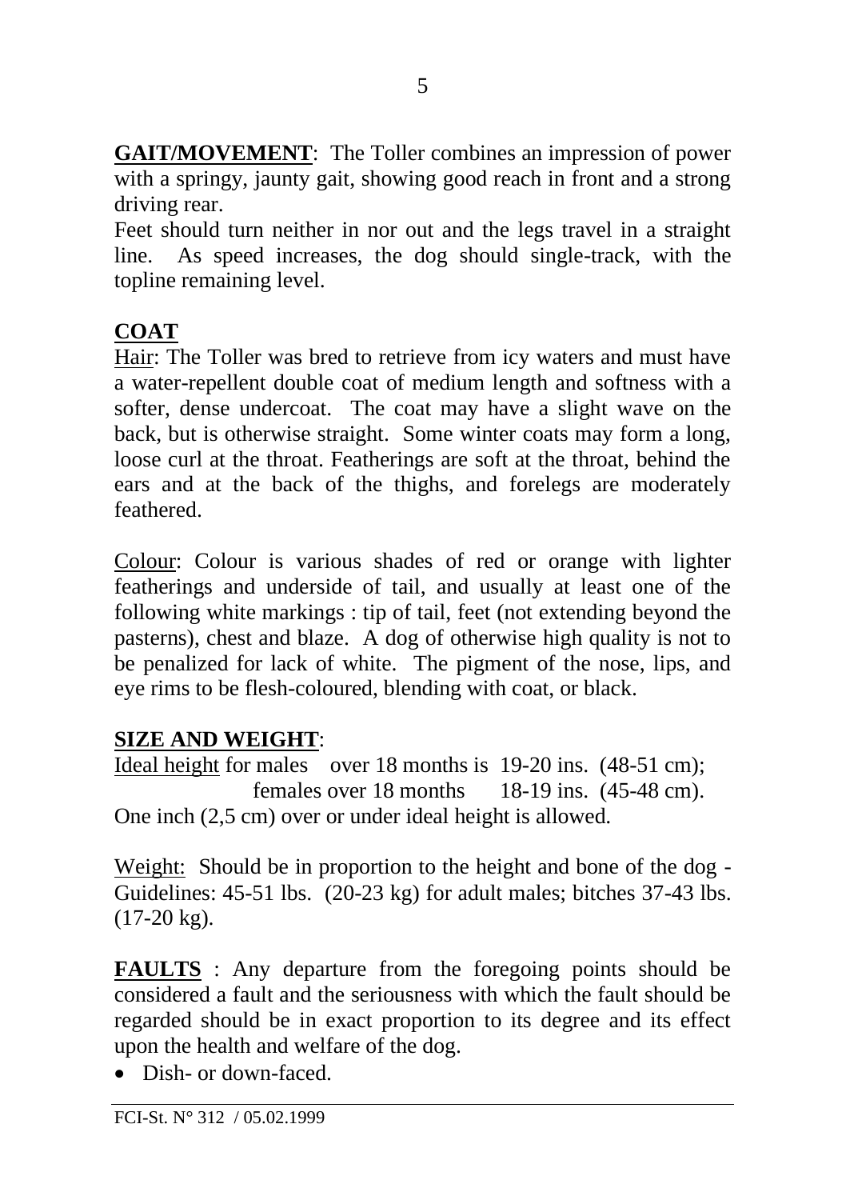**GAIT/MOVEMENT**: The Toller combines an impression of power with a springy, jaunty gait, showing good reach in front and a strong driving rear.

Feet should turn neither in nor out and the legs travel in a straight line. As speed increases, the dog should single-track, with the topline remaining level.

**COAT**

Hair: The Toller was bred to retrieve from icy waters and must have a water-repellent double coat of medium length and softness with a softer, dense undercoat. The coat may have a slight wave on the back, but is otherwise straight. Some winter coats may form a long, loose curl at the throat. Featherings are soft at the throat, behind the ears and at the back of the thighs, and forelegs are moderately feathered.

Colour: Colour is various shades of red or orange with lighter featherings and underside of tail, and usually at least one of the following white markings : tip of tail, feet (not extending beyond the pasterns), chest and blaze. A dog of otherwise high quality is not to be penalized for lack of white. The pigment of the nose, lips, and eye rims to be flesh-coloured, blending with coat, or black.

**SIZE AND WEIGHT**:

Ideal height for males over 18 months is 19-20 ins. (48-51 cm);
females over 18 months 18-19 ins. (45-48 cm).
One inch (2,5 cm) over or under ideal height is allowed.

Weight: Should be in proportion to the height and bone of the dog - Guidelines: 45-51 lbs. (20-23 kg) for adult males; bitches 37-43 lbs. (17-20 kg).

**FAULTS** : Any departure from the foregoing points should be considered a fault and the seriousness with which the fault should be regarded should be in exact proportion to its degree and its effect upon the health and welfare of the dog.

- Dish- or down-faced.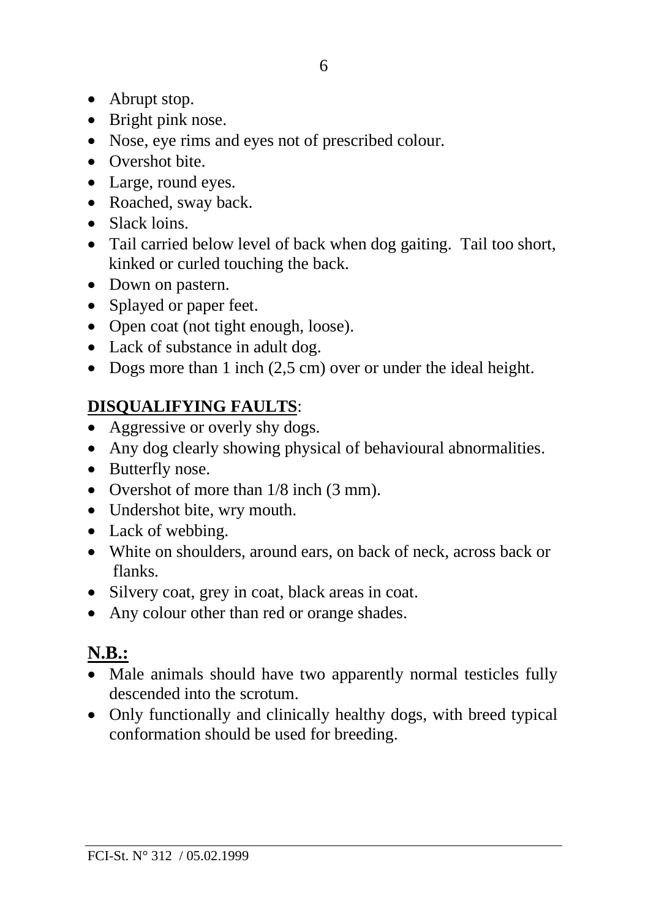- Abrupt stop.
- Bright pink nose.
- Nose, eye rims and eyes not of prescribed colour.
- Overshot bite.
- Large, round eyes.
- Roached, sway back.
- Slack loins.
- Tail carried below level of back when dog gaiting. Tail too short, kinked or curled touching the back.
- Down on pastern.
- Splayed or paper feet.
- Open coat (not tight enough, loose).
- Lack of substance in adult dog.
- Dogs more than 1 inch (2,5 cm) over or under the ideal height.

**DISQUALIFYING FAULTS**:

- Aggressive or overly shy dogs.
- Any dog clearly showing physical of behavioural abnormalities.
- Butterfly nose.
- Overshot of more than 1/8 inch (3 mm).
- Undershot bite, wry mouth.
- Lack of webbing.
- White on shoulders, around ears, on back of neck, across back or flanks.
- Silvery coat, grey in coat, black areas in coat.
- Any colour other than red or orange shades.

**N.B.:**

- Male animals should have two apparently normal testicles fully descended into the scrotum.
- Only functionally and clinically healthy dogs, with breed typical conformation should be used for breeding.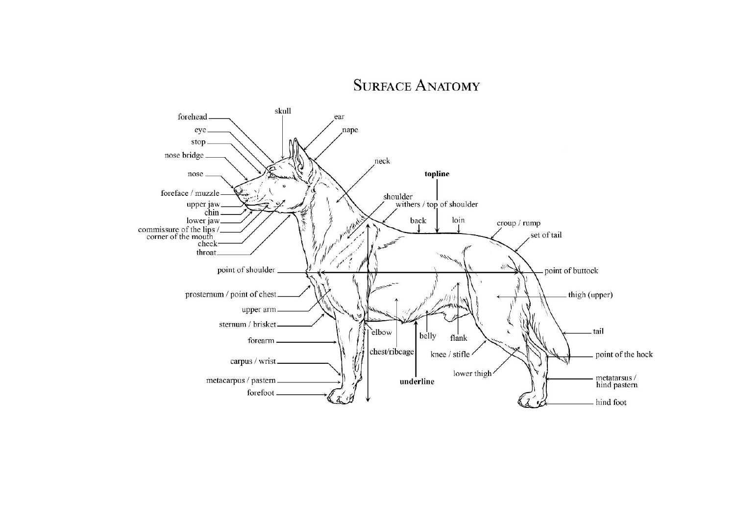# Surface Anatomy

forehead
eye
stop
nose bridge
nose
foreface / muzzle
upper jaw
chin
lower jaw
commissure of the lips / corner of the mouth
cheek
throat
skull
ear
nape
neck
**topline**
shoulder
withers / top of shoulder
back
loin
croup / rump
set of tail
point of shoulder
point of buttock
prosternum / point of chest
thigh (upper)
upper arm
sternum / brisket
elbow
belly
flank
tail
forearm
chest/ribcage
knee / stifle
point of the hock
carpus / wrist
lower thigh
**underline**
metacarpus / pastern
metatarsus / hind pastern
forefoot
hind foot